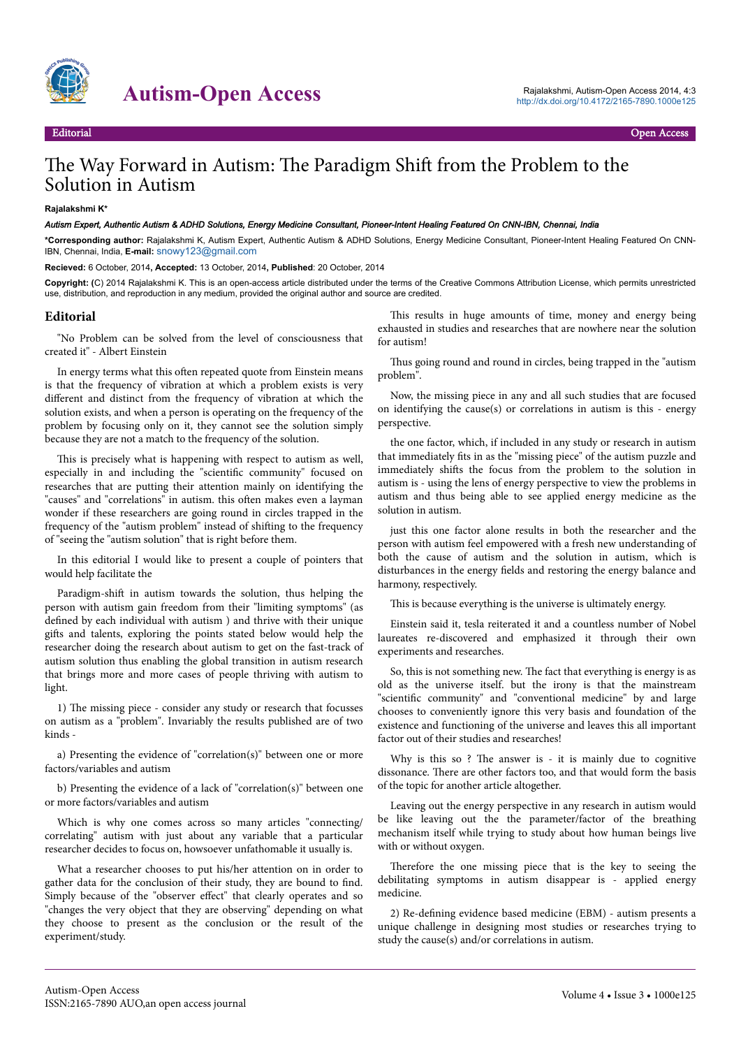Editorial | Open Access

# The Way Forward in Autism: The Paradigm Shift from the Problem to the Solution in Autism

**Rajalakshmi K***

*Autism Expert, Authentic Autism & ADHD Solutions, Energy Medicine Consultant, Pioneer-Intent Healing Featured On CNN-IBN, Chennai, India*

***Corresponding author:** Rajalakshmi K, Autism Expert, Authentic Autism & ADHD Solutions, Energy Medicine Consultant, Pioneer-Intent Healing Featured On CNN-IBN, Chennai, India, **E-mail:** snowy123@gmail.com

**Recieved:** 6 October, 2014**, Accepted:** 13 October, 2014**, Published**: 20 October, 2014

**Copyright: (**C) 2014 Rajalakshmi K. This is an open-access article distributed under the terms of the Creative Commons Attribution License, which permits unrestricted use, distribution, and reproduction in any medium, provided the original author and source are credited.

## Editorial

"No Problem can be solved from the level of consciousness that created it" - Albert Einstein

In energy terms what this often repeated quote from Einstein means is that the frequency of vibration at which a problem exists is very different and distinct from the frequency of vibration at which the solution exists, and when a person is operating on the frequency of the problem by focusing only on it, they cannot see the solution simply because they are not a match to the frequency of the solution.

This is precisely what is happening with respect to autism as well, especially in and including the "scientific community" focused on researches that are putting their attention mainly on identifying the "causes" and "correlations" in autism. this often makes even a layman wonder if these researchers are going round in circles trapped in the frequency of the "autism problem" instead of shifting to the frequency of "seeing the "autism solution" that is right before them.

In this editorial I would like to present a couple of pointers that would help facilitate the

Paradigm-shift in autism towards the solution, thus helping the person with autism gain freedom from their "limiting symptoms" (as defined by each individual with autism ) and thrive with their unique gifts and talents, exploring the points stated below would help the researcher doing the research about autism to get on the fast-track of autism solution thus enabling the global transition in autism research that brings more and more cases of people thriving with autism to light.

1) The missing piece - consider any study or research that focusses on autism as a "problem". Invariably the results published are of two kinds -

a) Presenting the evidence of "correlation(s)" between one or more factors/variables and autism

b) Presenting the evidence of a lack of "correlation(s)" between one or more factors/variables and autism

Which is why one comes across so many articles "connecting/correlating" autism with just about any variable that a particular researcher decides to focus on, howsoever unfathomable it usually is.

What a researcher chooses to put his/her attention on in order to gather data for the conclusion of their study, they are bound to find. Simply because of the "observer effect" that clearly operates and so "changes the very object that they are observing" depending on what they choose to present as the conclusion or the result of the experiment/study.

This results in huge amounts of time, money and energy being exhausted in studies and researches that are nowhere near the solution for autism!

Thus going round and round in circles, being trapped in the "autism problem".

Now, the missing piece in any and all such studies that are focused on identifying the cause(s) or correlations in autism is this - energy perspective.

the one factor, which, if included in any study or research in autism that immediately fits in as the "missing piece" of the autism puzzle and immediately shifts the focus from the problem to the solution in autism is - using the lens of energy perspective to view the problems in autism and thus being able to see applied energy medicine as the solution in autism.

just this one factor alone results in both the researcher and the person with autism feel empowered with a fresh new understanding of both the cause of autism and the solution in autism, which is disturbances in the energy fields and restoring the energy balance and harmony, respectively.

This is because everything is the universe is ultimately energy.

Einstein said it, tesla reiterated it and a countless number of Nobel laureates re-discovered and emphasized it through their own experiments and researches.

So, this is not something new. The fact that everything is energy is as old as the universe itself. but the irony is that the mainstream "scientific community" and "conventional medicine" by and large chooses to conveniently ignore this very basis and foundation of the existence and functioning of the universe and leaves this all important factor out of their studies and researches!

Why is this so ? The answer is - it is mainly due to cognitive dissonance. There are other factors too, and that would form the basis of the topic for another article altogether.

Leaving out the energy perspective in any research in autism would be like leaving out the the parameter/factor of the breathing mechanism itself while trying to study about how human beings live with or without oxygen.

Therefore the one missing piece that is the key to seeing the debilitating symptoms in autism disappear is - applied energy medicine.

2) Re-defining evidence based medicine (EBM) - autism presents a unique challenge in designing most studies or researches trying to study the cause(s) and/or correlations in autism.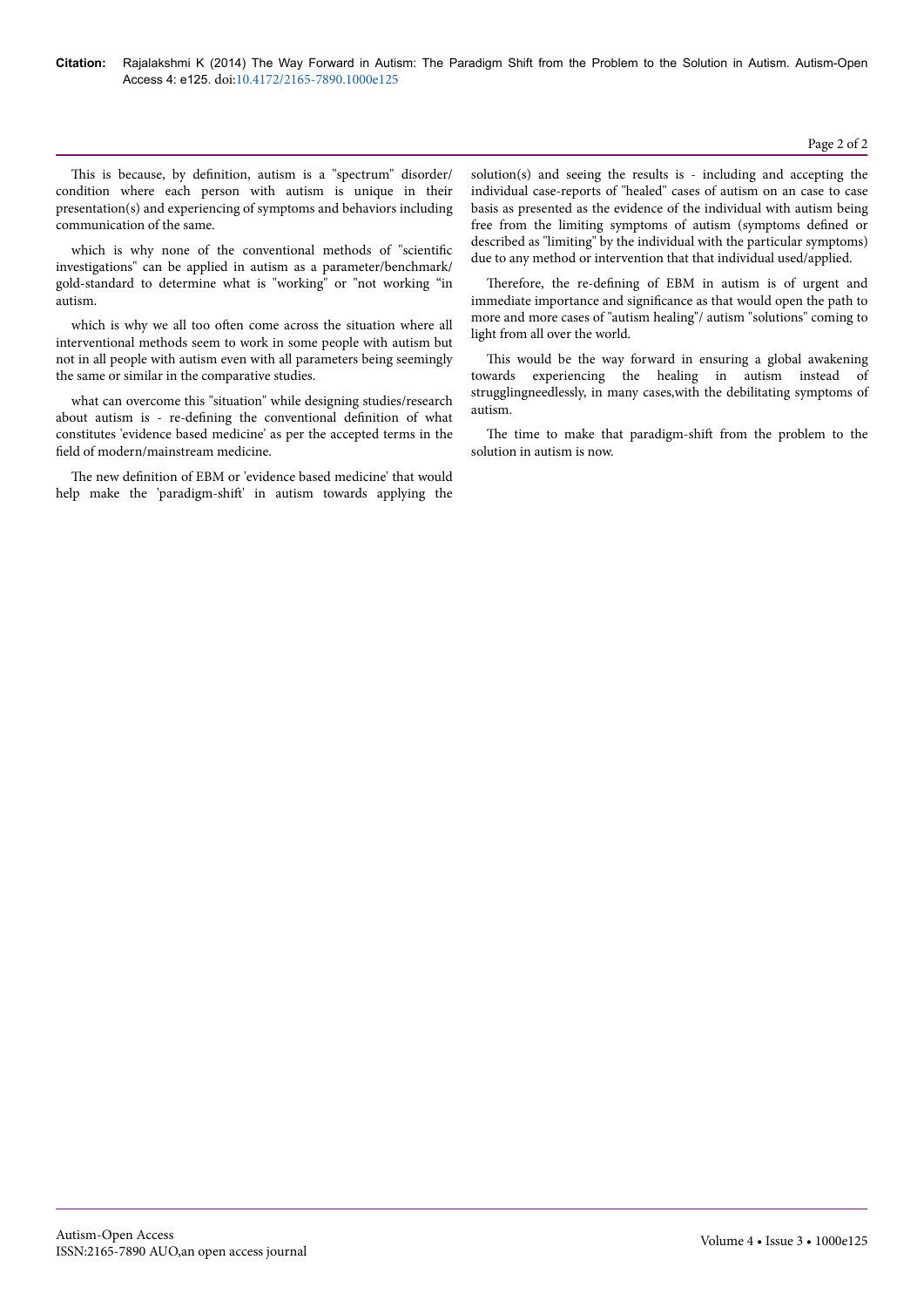This is because, by definition, autism is a "spectrum" disorder/ condition where each person with autism is unique in their presentation(s) and experiencing of symptoms and behaviors including communication of the same.

which is why none of the conventional methods of "scientific investigations" can be applied in autism as a parameter/benchmark/ gold-standard to determine what is "working" or "not working "in autism.

which is why we all too often come across the situation where all interventional methods seem to work in some people with autism but not in all people with autism even with all parameters being seemingly the same or similar in the comparative studies.

what can overcome this "situation" while designing studies/research about autism is - re-defining the conventional definition of what constitutes 'evidence based medicine' as per the accepted terms in the field of modern/mainstream medicine.

The new definition of EBM or 'evidence based medicine' that would help make the 'paradigm-shift' in autism towards applying the solution(s) and seeing the results is - including and accepting the individual case-reports of "healed" cases of autism on an case to case basis as presented as the evidence of the individual with autism being free from the limiting symptoms of autism (symptoms defined or described as "limiting" by the individual with the particular symptoms) due to any method or intervention that that individual used/applied.

Therefore, the re-defining of EBM in autism is of urgent and immediate importance and significance as that would open the path to more and more cases of "autism healing"/ autism "solutions" coming to light from all over the world.

This would be the way forward in ensuring a global awakening towards experiencing the healing in autism instead of strugglingneedlessly, in many cases,with the debilitating symptoms of autism.

The time to make that paradigm-shift from the problem to the solution in autism is now.